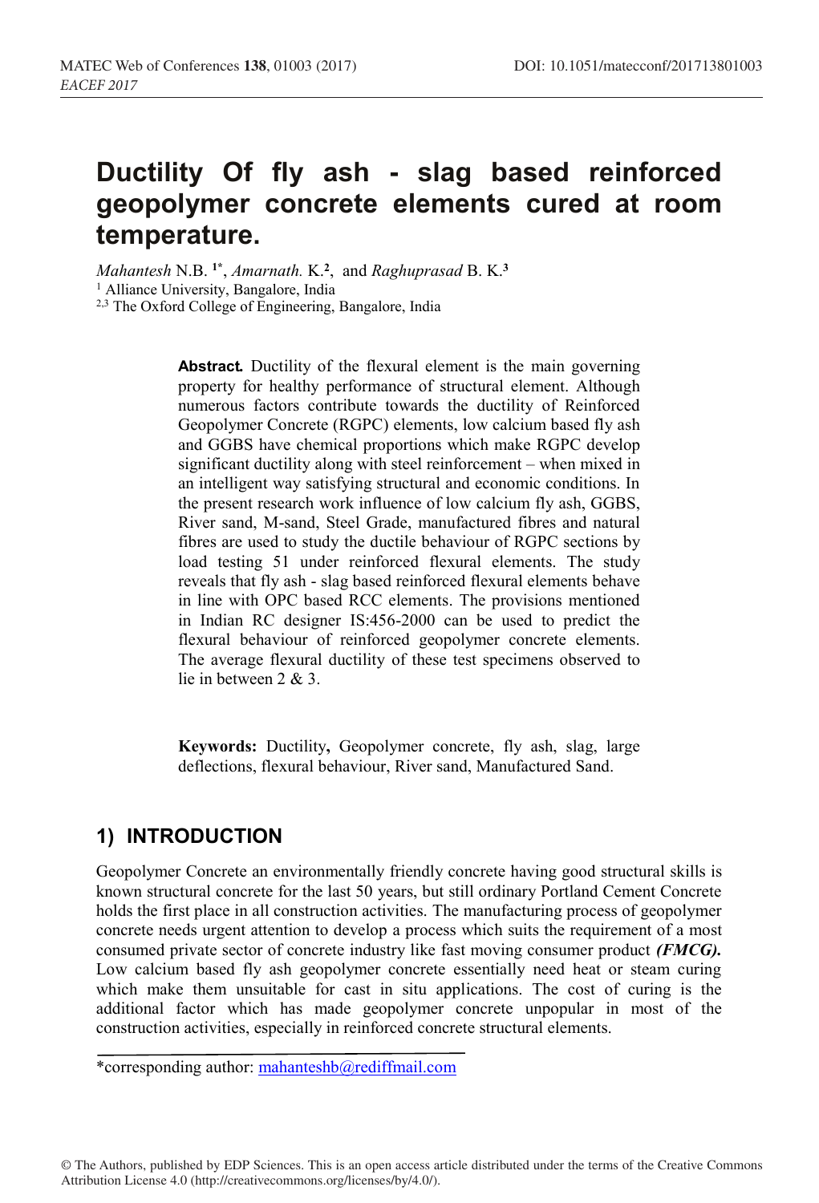# Ductility Of fly ash - slag based reinforced geopolymer concrete elements cured at room temperature.

*Mahantesh* N.B. [1*], *Amarnath.* K.[2], and *Raghuprasad* B. K.[3]

[1] Alliance University, Bangalore, India

[2,3] The Oxford College of Engineering, Bangalore, India

**Abstract.** Ductility of the flexural element is the main governing property for healthy performance of structural element. Although numerous factors contribute towards the ductility of Reinforced Geopolymer Concrete (RGPC) elements, low calcium based fly ash and GGBS have chemical proportions which make RGPC develop significant ductility along with steel reinforcement – when mixed in an intelligent way satisfying structural and economic conditions. In the present research work influence of low calcium fly ash, GGBS, River sand, M-sand, Steel Grade, manufactured fibres and natural fibres are used to study the ductile behaviour of RGPC sections by load testing 51 under reinforced flexural elements. The study reveals that fly ash - slag based reinforced flexural elements behave in line with OPC based RCC elements. The provisions mentioned in Indian RC designer IS:456-2000 can be used to predict the flexural behaviour of reinforced geopolymer concrete elements. The average flexural ductility of these test specimens observed to lie in between 2 & 3.

**Keywords:** Ductility**,** Geopolymer concrete, fly ash, slag, large deflections, flexural behaviour, River sand, Manufactured Sand.

## 1) INTRODUCTION

Geopolymer Concrete an environmentally friendly concrete having good structural skills is known structural concrete for the last 50 years, but still ordinary Portland Cement Concrete holds the first place in all construction activities. The manufacturing process of geopolymer concrete needs urgent attention to develop a process which suits the requirement of a most consumed private sector of concrete industry like fast moving consumer product ***(FMCG).*** Low calcium based fly ash geopolymer concrete essentially need heat or steam curing which make them unsuitable for cast in situ applications. The cost of curing is the additional factor which has made geopolymer concrete unpopular in most of the construction activities, especially in reinforced concrete structural elements.

*corresponding author: mahanteshb@rediffmail.com

© The Authors, published by EDP Sciences. This is an open access article distributed under the terms of the Creative Commons Attribution License 4.0 (http://creativecommons.org/licenses/by/4.0/).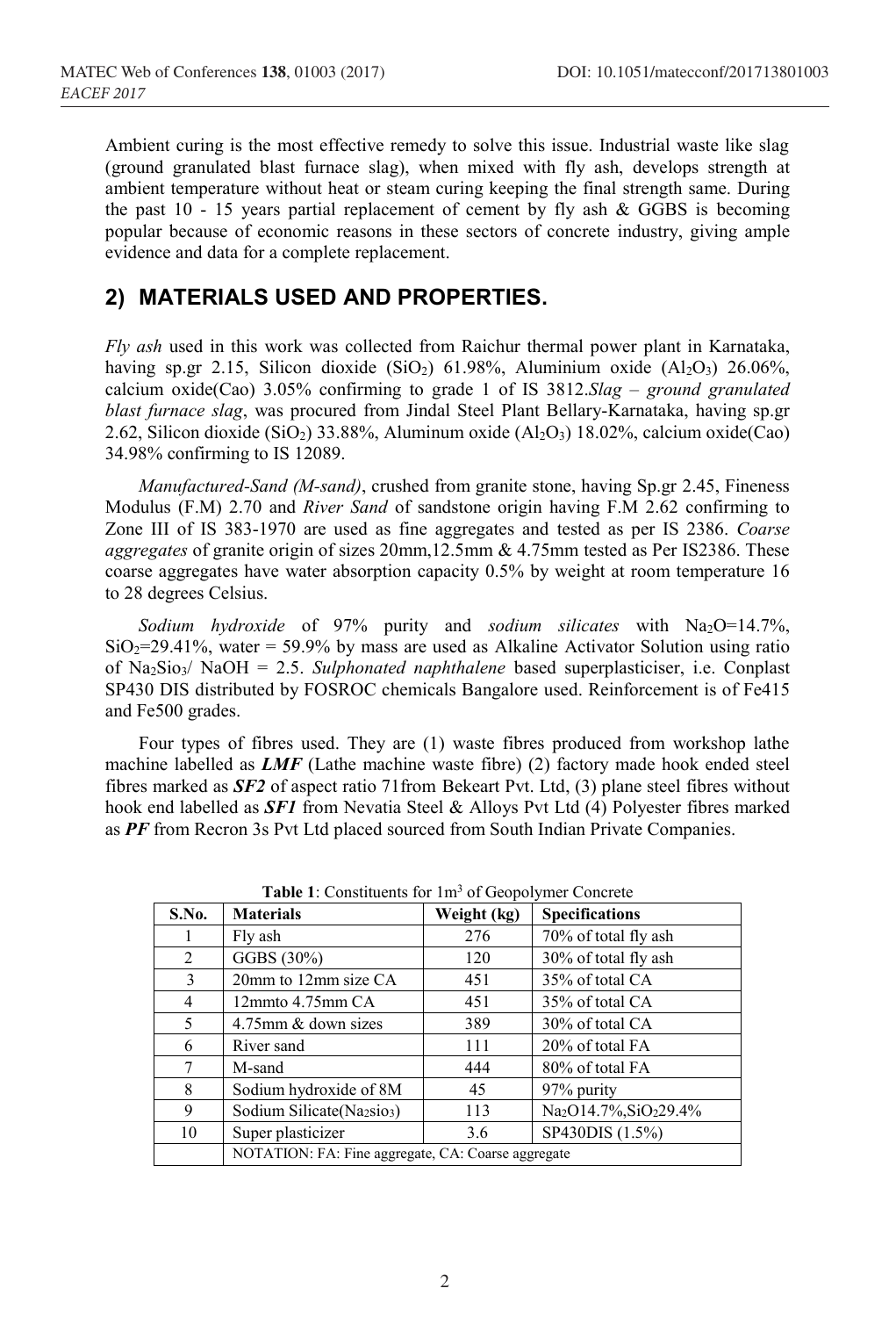Ambient curing is the most effective remedy to solve this issue. Industrial waste like slag (ground granulated blast furnace slag), when mixed with fly ash, develops strength at ambient temperature without heat or steam curing keeping the final strength same. During the past 10 - 15 years partial replacement of cement by fly ash & GGBS is becoming popular because of economic reasons in these sectors of concrete industry, giving ample evidence and data for a complete replacement.

## 2) MATERIALS USED AND PROPERTIES.

*Fly ash* used in this work was collected from Raichur thermal power plant in Karnataka, having sp.gr 2.15, Silicon dioxide ($SiO_2$) 61.98%, Aluminium oxide ($Al_2O_3$) 26.06%, calcium oxide(Cao) 3.05% confirming to grade 1 of IS 3812.*Slag – ground granulated blast furnace slag*, was procured from Jindal Steel Plant Bellary-Karnataka, having sp.gr 2.62, Silicon dioxide ($SiO_2$) 33.88%, Aluminum oxide ($Al_2O_3$) 18.02%, calcium oxide(Cao) 34.98% confirming to IS 12089.

*Manufactured-Sand (M-sand)*, crushed from granite stone, having Sp.gr 2.45, Fineness Modulus (F.M) 2.70 and *River Sand* of sandstone origin having F.M 2.62 confirming to Zone III of IS 383-1970 are used as fine aggregates and tested as per IS 2386. *Coarse aggregates* of granite origin of sizes 20mm,12.5mm & 4.75mm tested as Per IS2386. These coarse aggregates have water absorption capacity 0.5% by weight at room temperature 16 to 28 degrees Celsius.

*Sodium hydroxide* of 97% purity and *sodium silicates* with $Na_2O$=14.7%, $SiO_2$=29.41%, water = 59.9% by mass are used as Alkaline Activator Solution using ratio of $Na_2Sio_3$/ NaOH = 2.5. *Sulphonated naphthalene* based superplasticiser, i.e. Conplast SP430 DIS distributed by FOSROC chemicals Bangalore used. Reinforcement is of Fe415 and Fe500 grades.

Four types of fibres used. They are (1) waste fibres produced from workshop lathe machine labelled as ***LMF*** (Lathe machine waste fibre) (2) factory made hook ended steel fibres marked as ***SF2*** of aspect ratio 71from Bekeart Pvt. Ltd, (3) plane steel fibres without hook end labelled as ***SF1*** from Nevatia Steel & Alloys Pvt Ltd (4) Polyester fibres marked as ***PF*** from Recron 3s Pvt Ltd placed sourced from South Indian Private Companies.

**Table 1**: Constituents for $1m^3$ of Geopolymer Concrete

| S.No. | Materials | Weight (kg) | Specifications |
|---|---|---|---|
| 1 | Fly ash | 276 | 70% of total fly ash |
| 2 | GGBS (30%) | 120 | 30% of total fly ash |
| 3 | 20mm to 12mm size CA | 451 | 35% of total CA |
| 4 | 12mmto 4.75mm CA | 451 | 35% of total CA |
| 5 | 4.75mm & down sizes | 389 | 30% of total CA |
| 6 | River sand | 111 | 20% of total FA |
| 7 | M-sand | 444 | 80% of total FA |
| 8 | Sodium hydroxide of 8M | 45 | 97% purity |
| 9 | Sodium Silicate($Na_2sio_3$) | 113 | $Na_2O$14.7%,$SiO_2$29.4% |
| 10 | Super plasticizer | 3.6 | SP430DIS (1.5%) |
| | NOTATION: FA: Fine aggregate, CA: Coarse aggregate | | |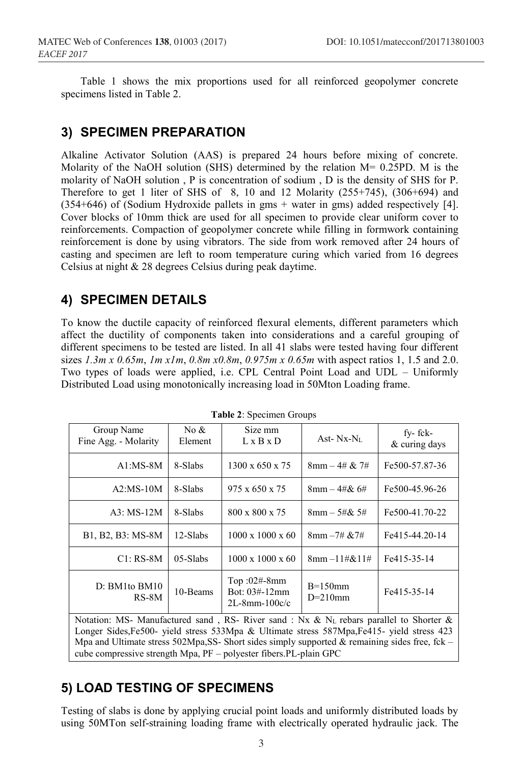Table 1 shows the mix proportions used for all reinforced geopolymer concrete specimens listed in Table 2.

## 3) SPECIMEN PREPARATION

Alkaline Activator Solution (AAS) is prepared 24 hours before mixing of concrete. Molarity of the NaOH solution (SHS) determined by the relation M= 0.25PD. M is the molarity of NaOH solution , P is concentration of sodium , D is the density of SHS for P. Therefore to get 1 liter of SHS of 8, 10 and 12 Molarity (255+745), (306+694) and (354+646) of (Sodium Hydroxide pallets in gms + water in gms) added respectively [4]. Cover blocks of 10mm thick are used for all specimen to provide clear uniform cover to reinforcements. Compaction of geopolymer concrete while filling in formwork containing reinforcement is done by using vibrators. The side from work removed after 24 hours of casting and specimen are left to room temperature curing which varied from 16 degrees Celsius at night & 28 degrees Celsius during peak daytime.

## 4) SPECIMEN DETAILS

To know the ductile capacity of reinforced flexural elements, different parameters which affect the ductility of components taken into considerations and a careful grouping of different specimens to be tested are listed. In all 41 slabs were tested having four different sizes *1.3m x 0.65m*, *1m x1m*, *0.8m x0.8m*, *0.975m x 0.65m* with aspect ratios 1, 1.5 and 2.0. Two types of loads were applied, i.e. CPL Central Point Load and UDL – Uniformly Distributed Load using monotonically increasing load in 50Mton Loading frame.

**Table 2**: Specimen Groups

| Group Name Fine Agg. - Molarity | No & Element | Size mm L x B x D | Ast- Nx-$N_L$ | fy- fck- & curing days |
|---|---|---|---|---|
| A1:MS-8M | 8-Slabs | 1300 x 650 x 75 | 8mm – 4# & 7# | Fe500-57.87-36 |
| A2:MS-10M | 8-Slabs | 975 x 650 x 75 | 8mm – 4#& 6# | Fe500-45.96-26 |
| A3: MS-12M | 8-Slabs | 800 x 800 x 75 | 8mm – 5#& 5# | Fe500-41.70-22 |
| B1, B2, B3: MS-8M | 12-Slabs | 1000 x 1000 x 60 | 8mm –7# &7# | Fe415-44.20-14 |
| C1: RS-8M | 05-Slabs | 1000 x 1000 x 60 | 8mm –11#&11# | Fe415-35-14 |
| D: BM1to BM10 RS-8M | 10-Beams | Top :02#-8mm Bot: 03#-12mm 2L-8mm-100c/c | B=150mm D=210mm | Fe415-35-14 |

Notation: MS- Manufactured sand , RS- River sand : Nx & $N_L$ rebars parallel to Shorter & Longer Sides,Fe500- yield stress 533Mpa & Ultimate stress 587Mpa,Fe415- yield stress 423 Mpa and Ultimate stress 502Mpa,SS- Short sides simply supported & remaining sides free, fck – cube compressive strength Mpa, PF – polyester fibers.PL-plain GPC

## 5) LOAD TESTING OF SPECIMENS

Testing of slabs is done by applying crucial point loads and uniformly distributed loads by using 50MTon self-straining loading frame with electrically operated hydraulic jack. The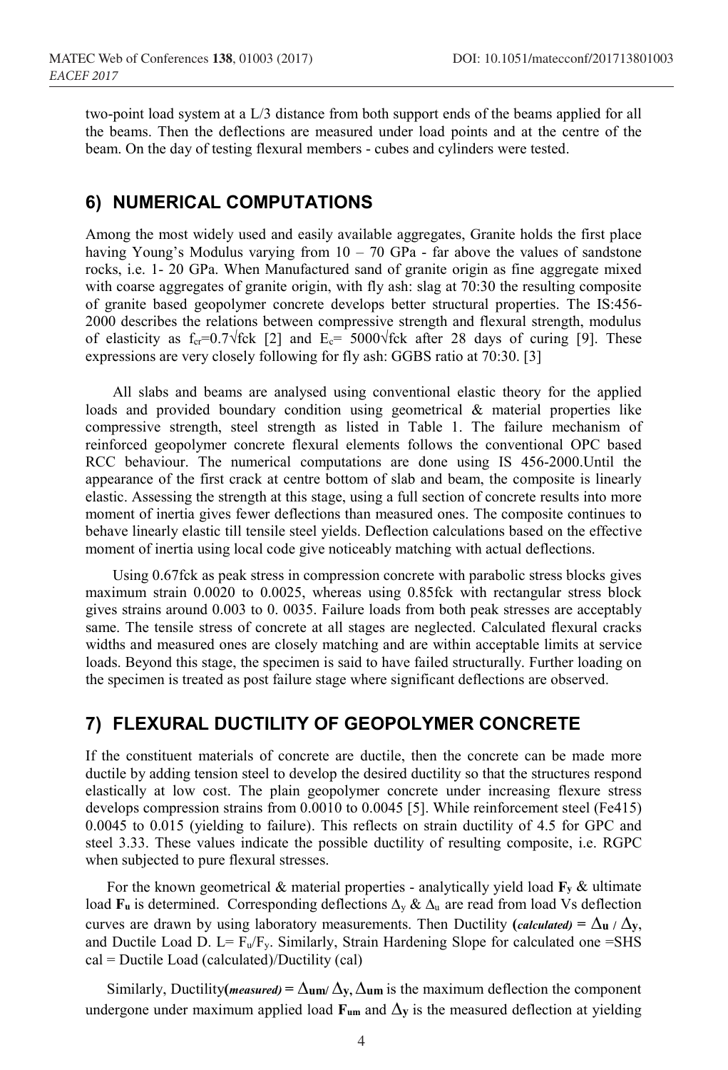two-point load system at a L/3 distance from both support ends of the beams applied for all the beams. Then the deflections are measured under load points and at the centre of the beam. On the day of testing flexural members - cubes and cylinders were tested.

## 6) NUMERICAL COMPUTATIONS

Among the most widely used and easily available aggregates, Granite holds the first place having Young's Modulus varying from 10 – 70 GPa - far above the values of sandstone rocks, i.e. 1- 20 GPa. When Manufactured sand of granite origin as fine aggregate mixed with coarse aggregates of granite origin, with fly ash: slag at 70:30 the resulting composite of granite based geopolymer concrete develops better structural properties. The IS:456-2000 describes the relations between compressive strength and flexural strength, modulus of elasticity as $f_{cr}=0.7\sqrt{fck}$ [2] and $E_c= 5000\sqrt{fck}$ after 28 days of curing [9]. These expressions are very closely following for fly ash: GGBS ratio at 70:30. [3]

All slabs and beams are analysed using conventional elastic theory for the applied loads and provided boundary condition using geometrical & material properties like compressive strength, steel strength as listed in Table 1. The failure mechanism of reinforced geopolymer concrete flexural elements follows the conventional OPC based RCC behaviour. The numerical computations are done using IS 456-2000.Until the appearance of the first crack at centre bottom of slab and beam, the composite is linearly elastic. Assessing the strength at this stage, using a full section of concrete results into more moment of inertia gives fewer deflections than measured ones. The composite continues to behave linearly elastic till tensile steel yields. Deflection calculations based on the effective moment of inertia using local code give noticeably matching with actual deflections.

Using 0.67fck as peak stress in compression concrete with parabolic stress blocks gives maximum strain 0.0020 to 0.0025, whereas using 0.85fck with rectangular stress block gives strains around 0.003 to 0. 0035. Failure loads from both peak stresses are acceptably same. The tensile stress of concrete at all stages are neglected. Calculated flexural cracks widths and measured ones are closely matching and are within acceptable limits at service loads. Beyond this stage, the specimen is said to have failed structurally. Further loading on the specimen is treated as post failure stage where significant deflections are observed.

## 7) FLEXURAL DUCTILITY OF GEOPOLYMER CONCRETE

If the constituent materials of concrete are ductile, then the concrete can be made more ductile by adding tension steel to develop the desired ductility so that the structures respond elastically at low cost. The plain geopolymer concrete under increasing flexure stress develops compression strains from 0.0010 to 0.0045 [5]. While reinforcement steel (Fe415) 0.0045 to 0.015 (yielding to failure). This reflects on strain ductility of 4.5 for GPC and steel 3.33. These values indicate the possible ductility of resulting composite, i.e. RGPC when subjected to pure flexural stresses.

For the known geometrical & material properties - analytically yield load $\mathbf{F_y}$ & ultimate load $\mathbf{F_u}$ is determined. Corresponding deflections $\Delta_y$ & $\Delta_u$ are read from load Vs deflection curves are drawn by using laboratory measurements. Then Ductility **(*calculated*)** $= \Delta_u / \Delta_y$, and Ductile Load D. L= $F_u/F_y$. Similarly, Strain Hardening Slope for calculated one =SHS cal = Ductile Load (calculated)/Ductility (cal)

Similarly, Ductility**(*measured*)** $= \Delta_{um} / \Delta_y$, $\Delta_{um}$ is the maximum deflection the component undergone under maximum applied load $\mathbf{F_{um}}$ and $\Delta_y$ is the measured deflection at yielding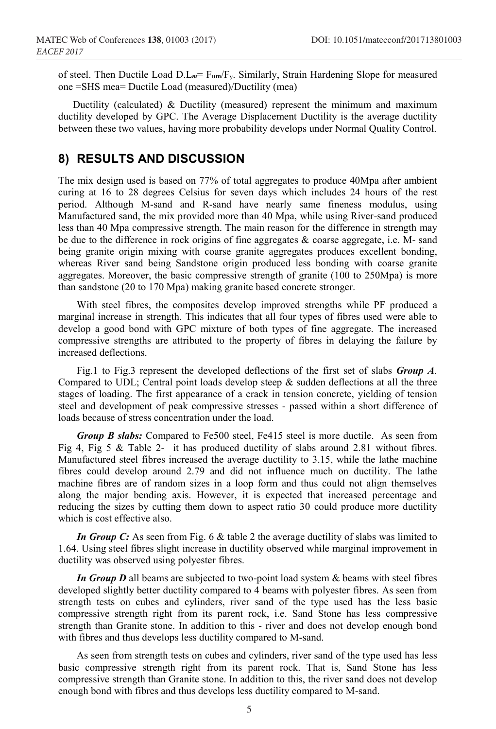of steel. Then Ductile Load $D.L_m = F_{um}/F_y$. Similarly, Strain Hardening Slope for measured one =SHS mea= Ductile Load (measured)/Ductility (mea)

Ductility (calculated) & Ductility (measured) represent the minimum and maximum ductility developed by GPC. The Average Displacement Ductility is the average ductility between these two values, having more probability develops under Normal Quality Control.

## 8) RESULTS AND DISCUSSION

The mix design used is based on 77% of total aggregates to produce 40Mpa after ambient curing at 16 to 28 degrees Celsius for seven days which includes 24 hours of the rest period. Although M-sand and R-sand have nearly same fineness modulus, using Manufactured sand, the mix provided more than 40 Mpa, while using River-sand produced less than 40 Mpa compressive strength. The main reason for the difference in strength may be due to the difference in rock origins of fine aggregates & coarse aggregate, i.e. M- sand being granite origin mixing with coarse granite aggregates produces excellent bonding, whereas River sand being Sandstone origin produced less bonding with coarse granite aggregates. Moreover, the basic compressive strength of granite (100 to 250Mpa) is more than sandstone (20 to 170 Mpa) making granite based concrete stronger.

With steel fibres, the composites develop improved strengths while PF produced a marginal increase in strength. This indicates that all four types of fibres used were able to develop a good bond with GPC mixture of both types of fine aggregate. The increased compressive strengths are attributed to the property of fibres in delaying the failure by increased deflections.

Fig.1 to Fig.3 represent the developed deflections of the first set of slabs ***Group A***. Compared to UDL; Central point loads develop steep & sudden deflections at all the three stages of loading. The first appearance of a crack in tension concrete, yielding of tension steel and development of peak compressive stresses - passed within a short difference of loads because of stress concentration under the load.

***Group B slabs:*** Compared to Fe500 steel, Fe415 steel is more ductile. As seen from Fig 4, Fig 5 & Table 2- it has produced ductility of slabs around 2.81 without fibres. Manufactured steel fibres increased the average ductility to 3.15, while the lathe machine fibres could develop around 2.79 and did not influence much on ductility. The lathe machine fibres are of random sizes in a loop form and thus could not align themselves along the major bending axis. However, it is expected that increased percentage and reducing the sizes by cutting them down to aspect ratio 30 could produce more ductility which is cost effective also.

***In Group C:*** As seen from Fig. 6 & table 2 the average ductility of slabs was limited to 1.64. Using steel fibres slight increase in ductility observed while marginal improvement in ductility was observed using polyester fibres.

***In Group D*** all beams are subjected to two-point load system & beams with steel fibres developed slightly better ductility compared to 4 beams with polyester fibres. As seen from strength tests on cubes and cylinders, river sand of the type used has the less basic compressive strength right from its parent rock, i.e. Sand Stone has less compressive strength than Granite stone. In addition to this - river and does not develop enough bond with fibres and thus develops less ductility compared to M-sand.

As seen from strength tests on cubes and cylinders, river sand of the type used has less basic compressive strength right from its parent rock. That is, Sand Stone has less compressive strength than Granite stone. In addition to this, the river sand does not develop enough bond with fibres and thus develops less ductility compared to M-sand.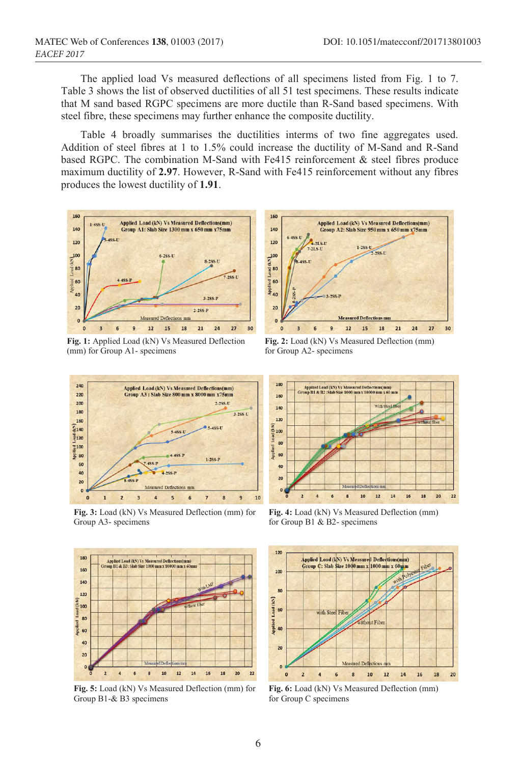The applied load Vs measured deflections of all specimens listed from Fig. 1 to 7. Table 3 shows the list of observed ductilities of all 51 test specimens. These results indicate that M sand based RGPC specimens are more ductile than R-Sand based specimens. With steel fibre, these specimens may further enhance the composite ductility.

Table 4 broadly summarises the ductilities interms of two fine aggregates used. Addition of steel fibres at 1 to 1.5% could increase the ductility of M-Sand and R-Sand based RGPC. The combination M-Sand with Fe415 reinforcement & steel fibres produce maximum ductility of **2.97**. However, R-Sand with Fe415 reinforcement without any fibres produces the lowest ductility of **1.91**.

**Fig. 1:** Applied Load (kN) Vs Measured Deflection (mm) for Group A1- specimens

**Fig. 2:** Load (kN) Vs Measured Deflection (mm) for Group A2- specimens

**Fig. 3:** Load (kN) Vs Measured Deflection (mm) for Group A3- specimens

**Fig. 4:** Load (kN) Vs Measured Deflection (mm) for Group B1 & B2- specimens

**Fig. 5:** Load (kN) Vs Measured Deflection (mm) for Group B1-& B3 specimens

**Fig. 6:** Load (kN) Vs Measured Deflection (mm) for Group C specimens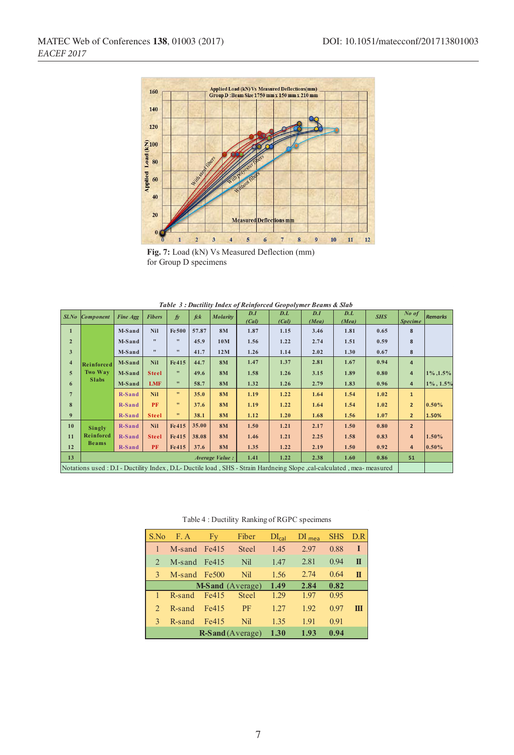Fig. 7: Load (kN) Vs Measured Deflection (mm) for Group D specimens

*Table 3 : Ductility Index of Reinforced Geopolymer Beams & Slab*

| Sl.No | Component | Fine Agg | Fibers | fy | fck | Molarity | D.I (Cal) | D.L (Cal) | D.I (Mea) | D.L (Mea) | SHS | No of Specime | Remarks |
|---|---|---|---|---|---|---|---|---|---|---|---|---|---|
| 1 | Reinforced Two Way Slabs | M-Sand | Nil | Fe500 | 57.87 | 8M | 1.87 | 1.15 | 3.46 | 1.81 | 0.65 | 8 | |
| 2 | | M-Sand | " | " | 45.9 | 10M | 1.56 | 1.22 | 2.74 | 1.51 | 0.59 | 8 | |
| 3 | | M-Sand | " | " | 41.7 | 12M | 1.26 | 1.14 | 2.02 | 1.30 | 0.67 | 8 | |
| 4 | | M-Sand | Nil | Fe415 | 44.7 | 8M | 1.47 | 1.37 | 2.81 | 1.67 | 0.94 | 4 | |
| 5 | | M-Sand | Steel | " | 49.6 | 8M | 1.58 | 1.26 | 3.15 | 1.89 | 0.80 | 4 | 1% ,1.5% |
| 6 | | M-Sand | LMF | " | 58.7 | 8M | 1.32 | 1.26 | 2.79 | 1.83 | 0.96 | 4 | 1% , 1.5% |
| 7 | | R-Sand | Nil | " | 35.0 | 8M | 1.19 | 1.22 | 1.64 | 1.54 | 1.02 | 1 | |
| 8 | | R-Sand | PF | " | 37.6 | 8M | 1.19 | 1.22 | 1.64 | 1.54 | 1.02 | 2 | 0.50% |
| 9 | | R-Sand | Steel | " | 38.1 | 8M | 1.12 | 1.20 | 1.68 | 1.56 | 1.07 | 2 | 1.50% |
| 10 | Singly Reinforced Beams | R-Sand | Nil | Fe415 | 35.00 | 8M | 1.50 | 1.21 | 2.17 | 1.50 | 0.80 | 2 | |
| 11 | | R-Sand | Steel | Fe415 | 38.08 | 8M | 1.46 | 1.21 | 2.25 | 1.58 | 0.83 | 4 | 1.50% |
| 12 | | R-Sand | PF | Fe415 | 37.6 | 8M | 1.35 | 1.22 | 2.19 | 1.50 | 0.92 | 4 | 0.50% |
| 13 | | | | | | Average Value : | 1.41 | 1.22 | 2.38 | 1.60 | 0.86 | 51 | |

Notations used : D.I - Ductility Index , D.L- Ductile load , SHS - Strain Hardneing Slope ,cal-calculated , mea- measured

Table 4 : Ductility Ranking of RGPC specimens

| S.No | F. A | Fy | Fiber | $DI_{cal}$ | $DI_{mea}$ | SHS | D.R |
|---|---|---|---|---|---|---|---|
| 1 | M-sand | Fe415 | Steel | 1.45 | 2.97 | 0.88 | I |
| 2 | M-sand | Fe415 | Nil | 1.47 | 2.81 | 0.94 | II |
| 3 | M-sand | Fe500 | Nil | 1.56 | 2.74 | 0.64 | II |
| | | **M-Sand** (Average) | | **1.49** | **2.84** | **0.82** | |
| 1 | R-sand | Fe415 | Steel | 1.29 | 1.97 | 0.95 | |
| 2 | R-sand | Fe415 | PF | 1.27 | 1.92 | 0.97 | III |
| 3 | R-sand | Fe415 | Nil | 1.35 | 1.91 | 0.91 | |
| | | **R-Sand** (Average) | | **1.30** | **1.93** | **0.94** | |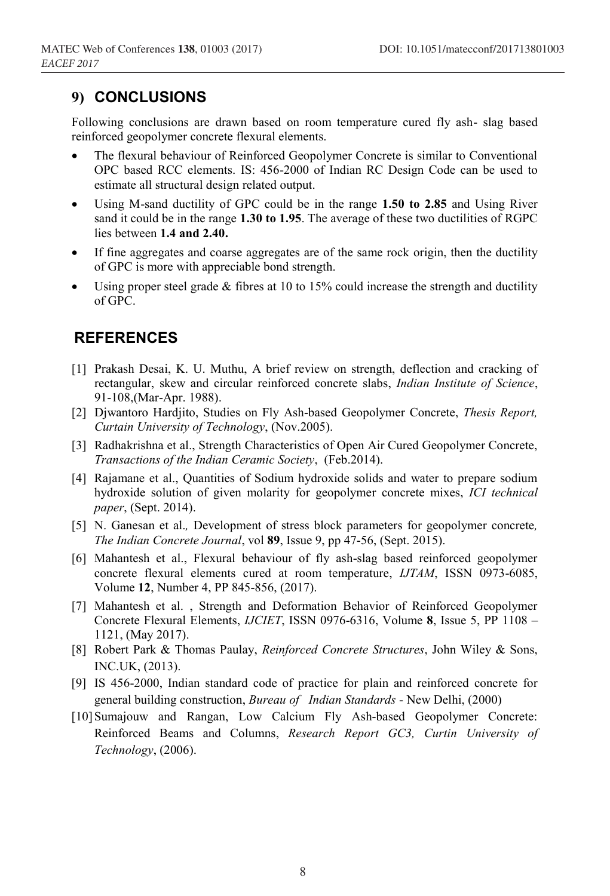## 9) CONCLUSIONS

Following conclusions are drawn based on room temperature cured fly ash- slag based reinforced geopolymer concrete flexural elements.

- The flexural behaviour of Reinforced Geopolymer Concrete is similar to Conventional OPC based RCC elements. IS: 456-2000 of Indian RC Design Code can be used to estimate all structural design related output.
- Using M-sand ductility of GPC could be in the range **1.50 to 2.85** and Using River sand it could be in the range **1.30 to 1.95**. The average of these two ductilities of RGPC lies between **1.4 and 2.40.**
- If fine aggregates and coarse aggregates are of the same rock origin, then the ductility of GPC is more with appreciable bond strength.
- Using proper steel grade & fibres at 10 to 15% could increase the strength and ductility of GPC.

## REFERENCES

[1] Prakash Desai, K. U. Muthu, A brief review on strength, deflection and cracking of rectangular, skew and circular reinforced concrete slabs, *Indian Institute of Science*, 91-108,(Mar-Apr. 1988).

[2] Djwantoro Hardjito, Studies on Fly Ash-based Geopolymer Concrete, *Thesis Report, Curtain University of Technology*, (Nov.2005).

[3] Radhakrishna et al., Strength Characteristics of Open Air Cured Geopolymer Concrete, *Transactions of the Indian Ceramic Society*, (Feb.2014).

[4] Rajamane et al., Quantities of Sodium hydroxide solids and water to prepare sodium hydroxide solution of given molarity for geopolymer concrete mixes, *ICI technical paper*, (Sept. 2014).

[5] N. Ganesan et al., Development of stress block parameters for geopolymer concrete, *The Indian Concrete Journal*, vol **89**, Issue 9, pp 47-56, (Sept. 2015).

[6] Mahantesh et al., Flexural behaviour of fly ash-slag based reinforced geopolymer concrete flexural elements cured at room temperature, *IJTAM*, ISSN 0973-6085, Volume **12**, Number 4, PP 845-856, (2017).

[7] Mahantesh et al. , Strength and Deformation Behavior of Reinforced Geopolymer Concrete Flexural Elements, *IJCIET*, ISSN 0976-6316, Volume **8**, Issue 5, PP 1108 – 1121, (May 2017).

[8] Robert Park & Thomas Paulay, *Reinforced Concrete Structures*, John Wiley & Sons, INC.UK, (2013).

[9] IS 456-2000, Indian standard code of practice for plain and reinforced concrete for general building construction, *Bureau of Indian Standards* - New Delhi, (2000)

[10] Sumajouw and Rangan, Low Calcium Fly Ash-based Geopolymer Concrete: Reinforced Beams and Columns, *Research Report GC3, Curtin University of Technology*, (2006).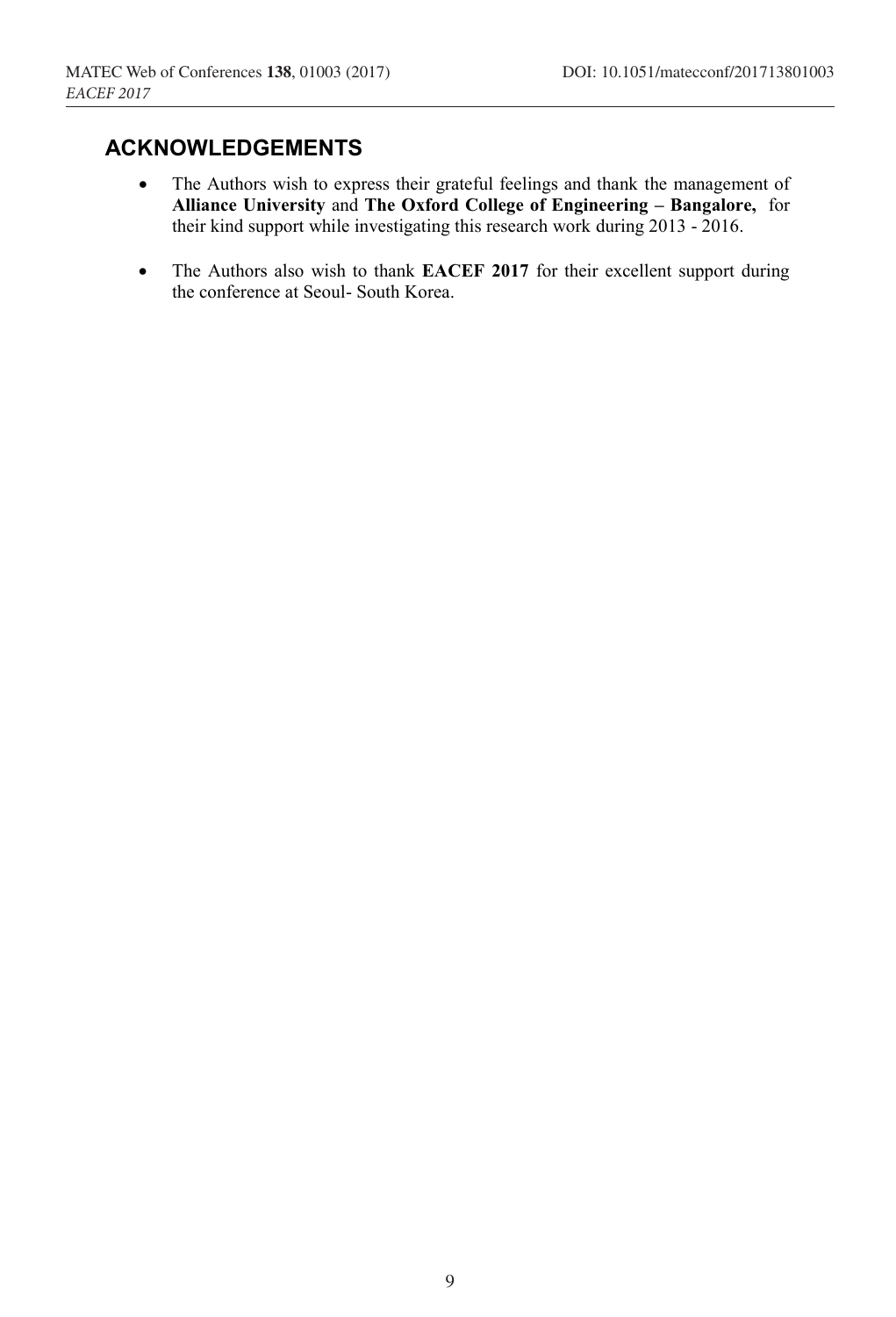## ACKNOWLEDGEMENTS

- The Authors wish to express their grateful feelings and thank the management of **Alliance University** and **The Oxford College of Engineering – Bangalore,** for their kind support while investigating this research work during 2013 - 2016.

- The Authors also wish to thank **EACEF 2017** for their excellent support during the conference at Seoul- South Korea.